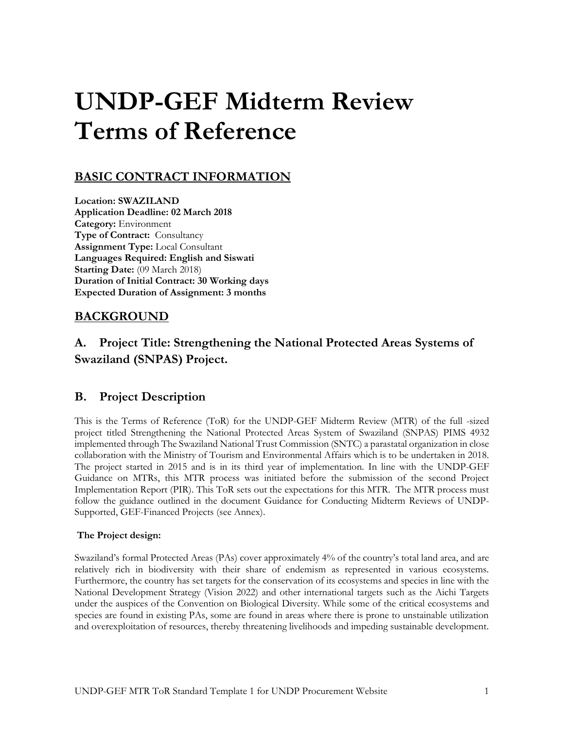# UNDP-GEF Midterm Review Terms of Reference

## BASIC CONTRACT INFORMATION

**Location: SWAZILAND**
**Application Deadline: 02 March 2018**
**Category:** Environment
**Type of Contract:** Consultancy
**Assignment Type:** Local Consultant
**Languages Required: English and Siswati**
**Starting Date:** (09 March 2018)
**Duration of Initial Contract: 30 Working days**
**Expected Duration of Assignment: 3 months**

## BACKGROUND

### A. Project Title: Strengthening the National Protected Areas Systems of Swaziland (SNPAS) Project.

### B. Project Description

This is the Terms of Reference (ToR) for the UNDP-GEF Midterm Review (MTR) of the full -sized project titled Strengthening the National Protected Areas System of Swaziland (SNPAS) PIMS 4932 implemented through The Swaziland National Trust Commission (SNTC) a parastatal organization in close collaboration with the Ministry of Tourism and Environmental Affairs which is to be undertaken in 2018. The project started in 2015 and is in its third year of implementation. In line with the UNDP-GEF Guidance on MTRs, this MTR process was initiated before the submission of the second Project Implementation Report (PIR). This ToR sets out the expectations for this MTR. The MTR process must follow the guidance outlined in the document Guidance for Conducting Midterm Reviews of UNDP-Supported, GEF-Financed Projects (see Annex).

**The Project design:**

Swaziland's formal Protected Areas (PAs) cover approximately 4% of the country's total land area, and are relatively rich in biodiversity with their share of endemism as represented in various ecosystems. Furthermore, the country has set targets for the conservation of its ecosystems and species in line with the National Development Strategy (Vision 2022) and other international targets such as the Aichi Targets under the auspices of the Convention on Biological Diversity. While some of the critical ecosystems and species are found in existing PAs, some are found in areas where there is prone to unstainable utilization and overexploitation of resources, thereby threatening livelihoods and impeding sustainable development.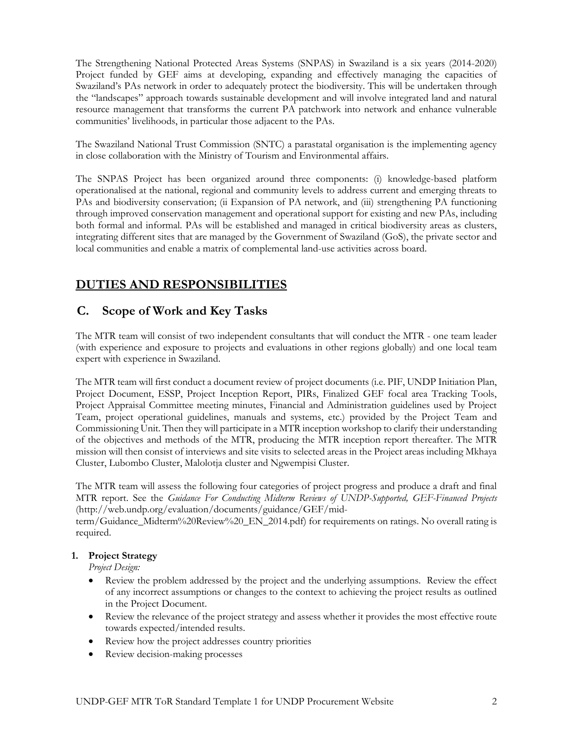The Strengthening National Protected Areas Systems (SNPAS) in Swaziland is a six years (2014-2020) Project funded by GEF aims at developing, expanding and effectively managing the capacities of Swaziland's PAs network in order to adequately protect the biodiversity. This will be undertaken through the "landscapes" approach towards sustainable development and will involve integrated land and natural resource management that transforms the current PA patchwork into network and enhance vulnerable communities' livelihoods, in particular those adjacent to the PAs.

The Swaziland National Trust Commission (SNTC) a parastatal organisation is the implementing agency in close collaboration with the Ministry of Tourism and Environmental affairs.

The SNPAS Project has been organized around three components: (i) knowledge-based platform operationalised at the national, regional and community levels to address current and emerging threats to PAs and biodiversity conservation; (ii Expansion of PA network, and (iii) strengthening PA functioning through improved conservation management and operational support for existing and new PAs, including both formal and informal. PAs will be established and managed in critical biodiversity areas as clusters, integrating different sites that are managed by the Government of Swaziland (GoS), the private sector and local communities and enable a matrix of complemental land-use activities across board.

# DUTIES AND RESPONSIBILITIES

## C. Scope of Work and Key Tasks

The MTR team will consist of two independent consultants that will conduct the MTR - one team leader (with experience and exposure to projects and evaluations in other regions globally) and one local team expert with experience in Swaziland.

The MTR team will first conduct a document review of project documents (i.e. PIF, UNDP Initiation Plan, Project Document, ESSP, Project Inception Report, PIRs, Finalized GEF focal area Tracking Tools, Project Appraisal Committee meeting minutes, Financial and Administration guidelines used by Project Team, project operational guidelines, manuals and systems, etc.) provided by the Project Team and Commissioning Unit. Then they will participate in a MTR inception workshop to clarify their understanding of the objectives and methods of the MTR, producing the MTR inception report thereafter. The MTR mission will then consist of interviews and site visits to selected areas in the Project areas including Mkhaya Cluster, Lubombo Cluster, Malolotja cluster and Ngwempisi Cluster.

The MTR team will assess the following four categories of project progress and produce a draft and final MTR report. See the *Guidance For Conducting Midterm Reviews of UNDP-Supported, GEF-Financed Projects* (http://web.undp.org/evaluation/documents/guidance/GEF/mid-term/Guidance_Midterm%20Review%20_EN_2014.pdf) for requirements on ratings. No overall rating is required.

**1. Project Strategy**

*Project Design:*

- Review the problem addressed by the project and the underlying assumptions. Review the effect of any incorrect assumptions or changes to the context to achieving the project results as outlined in the Project Document.
- Review the relevance of the project strategy and assess whether it provides the most effective route towards expected/intended results.
- Review how the project addresses country priorities
- Review decision-making processes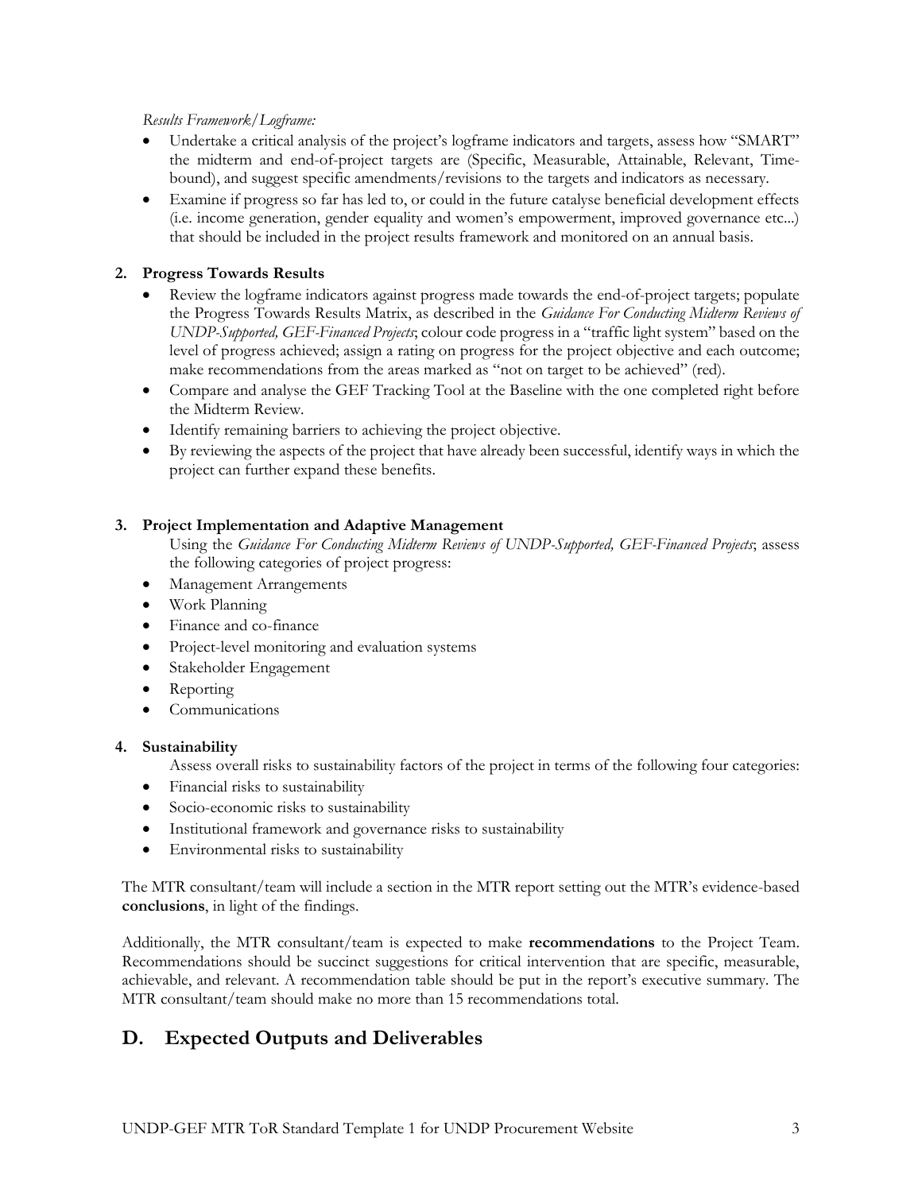*Results Framework/Logframe:*

- Undertake a critical analysis of the project's logframe indicators and targets, assess how "SMART" the midterm and end-of-project targets are (Specific, Measurable, Attainable, Relevant, Time-bound), and suggest specific amendments/revisions to the targets and indicators as necessary.
- Examine if progress so far has led to, or could in the future catalyse beneficial development effects (i.e. income generation, gender equality and women's empowerment, improved governance etc...) that should be included in the project results framework and monitored on an annual basis.

**2. Progress Towards Results**

- Review the logframe indicators against progress made towards the end-of-project targets; populate the Progress Towards Results Matrix, as described in the *Guidance For Conducting Midterm Reviews of UNDP-Supported, GEF-Financed Projects*; colour code progress in a "traffic light system" based on the level of progress achieved; assign a rating on progress for the project objective and each outcome; make recommendations from the areas marked as "not on target to be achieved" (red).
- Compare and analyse the GEF Tracking Tool at the Baseline with the one completed right before the Midterm Review.
- Identify remaining barriers to achieving the project objective.
- By reviewing the aspects of the project that have already been successful, identify ways in which the project can further expand these benefits.

**3. Project Implementation and Adaptive Management**

Using the *Guidance For Conducting Midterm Reviews of UNDP-Supported, GEF-Financed Projects*; assess the following categories of project progress:

- Management Arrangements
- Work Planning
- Finance and co-finance
- Project-level monitoring and evaluation systems
- Stakeholder Engagement
- Reporting
- Communications

**4. Sustainability**

Assess overall risks to sustainability factors of the project in terms of the following four categories:

- Financial risks to sustainability
- Socio-economic risks to sustainability
- Institutional framework and governance risks to sustainability
- Environmental risks to sustainability

The MTR consultant/team will include a section in the MTR report setting out the MTR's evidence-based **conclusions**, in light of the findings.

Additionally, the MTR consultant/team is expected to make **recommendations** to the Project Team. Recommendations should be succinct suggestions for critical intervention that are specific, measurable, achievable, and relevant. A recommendation table should be put in the report's executive summary. The MTR consultant/team should make no more than 15 recommendations total.

## D. Expected Outputs and Deliverables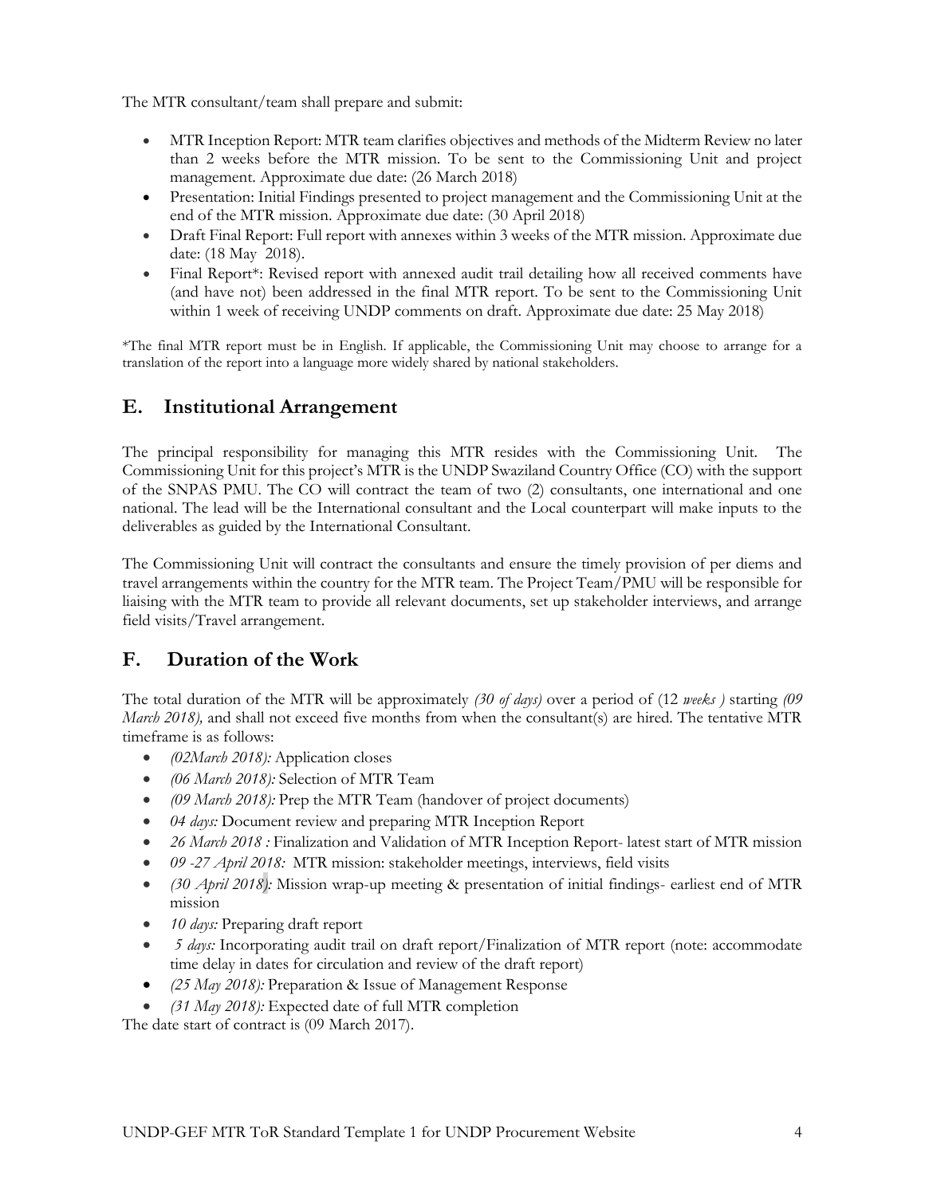The MTR consultant/team shall prepare and submit:

- MTR Inception Report: MTR team clarifies objectives and methods of the Midterm Review no later than 2 weeks before the MTR mission. To be sent to the Commissioning Unit and project management. Approximate due date: (26 March 2018)
- Presentation: Initial Findings presented to project management and the Commissioning Unit at the end of the MTR mission. Approximate due date: (30 April 2018)
- Draft Final Report: Full report with annexes within 3 weeks of the MTR mission. Approximate due date: (18 May 2018).
- Final Report*: Revised report with annexed audit trail detailing how all received comments have (and have not) been addressed in the final MTR report. To be sent to the Commissioning Unit within 1 week of receiving UNDP comments on draft. Approximate due date: 25 May 2018)

*The final MTR report must be in English. If applicable, the Commissioning Unit may choose to arrange for a translation of the report into a language more widely shared by national stakeholders.

## E. Institutional Arrangement

The principal responsibility for managing this MTR resides with the Commissioning Unit. The Commissioning Unit for this project's MTR is the UNDP Swaziland Country Office (CO) with the support of the SNPAS PMU. The CO will contract the team of two (2) consultants, one international and one national. The lead will be the International consultant and the Local counterpart will make inputs to the deliverables as guided by the International Consultant.

The Commissioning Unit will contract the consultants and ensure the timely provision of per diems and travel arrangements within the country for the MTR team. The Project Team/PMU will be responsible for liaising with the MTR team to provide all relevant documents, set up stakeholder interviews, and arrange field visits/Travel arrangement.

## F. Duration of the Work

The total duration of the MTR will be approximately *(30 of days)* over a period of (12 *weeks* ) starting *(09 March 2018),* and shall not exceed five months from when the consultant(s) are hired. The tentative MTR timeframe is as follows:

- *(02March 2018):* Application closes
- *(06 March 2018):* Selection of MTR Team
- *(09 March 2018):* Prep the MTR Team (handover of project documents)
- *04 days:* Document review and preparing MTR Inception Report
- *26 March 2018 :* Finalization and Validation of MTR Inception Report- latest start of MTR mission
- *09 -27 April 2018:* MTR mission: stakeholder meetings, interviews, field visits
- *(30 April 2018):* Mission wrap-up meeting & presentation of initial findings- earliest end of MTR mission
- *10 days:* Preparing draft report
- *5 days:* Incorporating audit trail on draft report/Finalization of MTR report (note: accommodate time delay in dates for circulation and review of the draft report)
- *(25 May 2018):* Preparation & Issue of Management Response
- *(31 May 2018):* Expected date of full MTR completion

The date start of contract is (09 March 2017).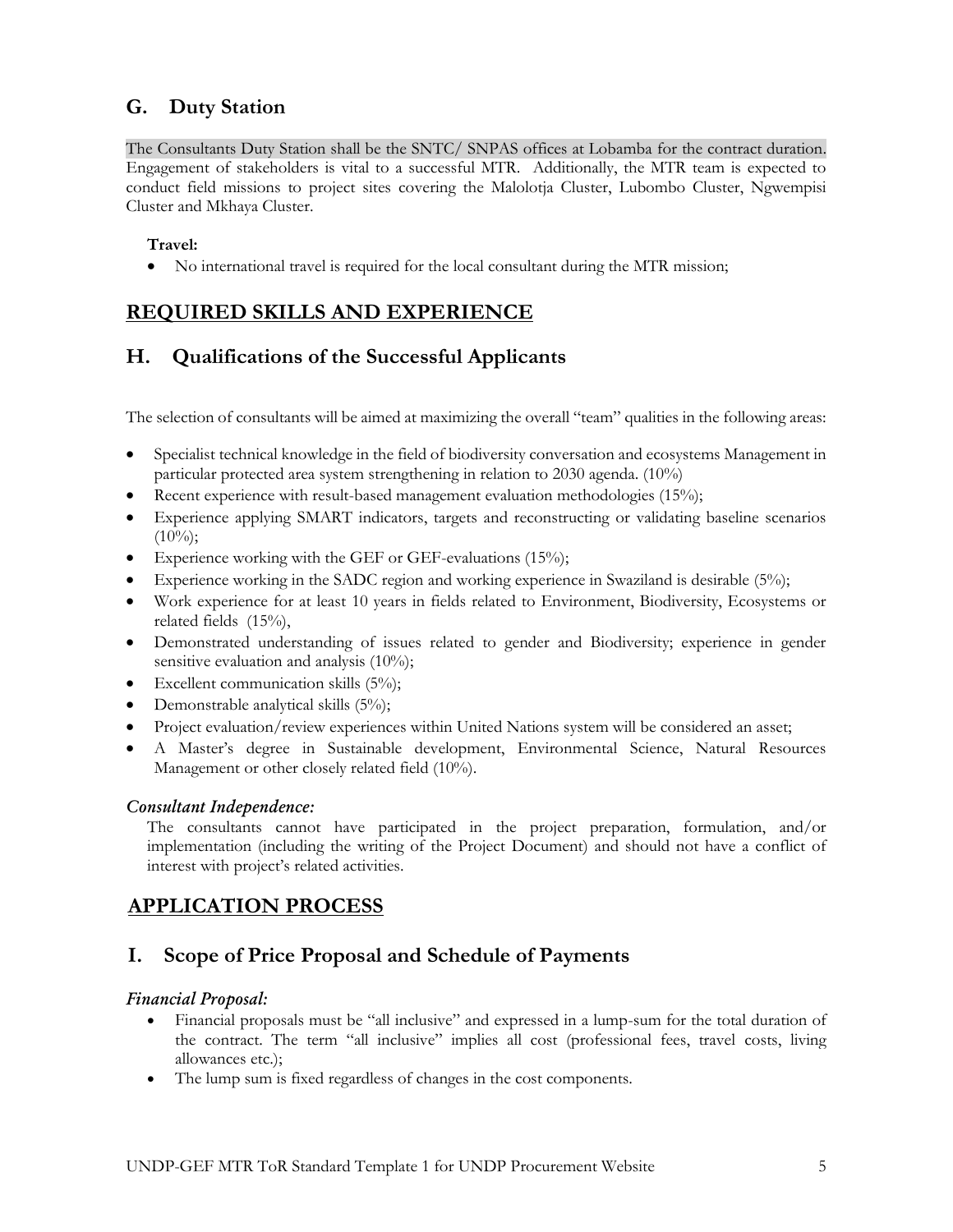## G. Duty Station

The Consultants Duty Station shall be the SNTC/ SNPAS offices at Lobamba for the contract duration. Engagement of stakeholders is vital to a successful MTR. Additionally, the MTR team is expected to conduct field missions to project sites covering the Malolotja Cluster, Lubombo Cluster, Ngwempisi Cluster and Mkhaya Cluster.

**Travel:**

- No international travel is required for the local consultant during the MTR mission;

# REQUIRED SKILLS AND EXPERIENCE

## H. Qualifications of the Successful Applicants

The selection of consultants will be aimed at maximizing the overall "team" qualities in the following areas:

- Specialist technical knowledge in the field of biodiversity conversation and ecosystems Management in particular protected area system strengthening in relation to 2030 agenda. (10%)
- Recent experience with result-based management evaluation methodologies (15%);
- Experience applying SMART indicators, targets and reconstructing or validating baseline scenarios (10%);
- Experience working with the GEF or GEF-evaluations (15%);
- Experience working in the SADC region and working experience in Swaziland is desirable (5%);
- Work experience for at least 10 years in fields related to Environment, Biodiversity, Ecosystems or related fields (15%),
- Demonstrated understanding of issues related to gender and Biodiversity; experience in gender sensitive evaluation and analysis (10%);
- Excellent communication skills (5%);
- Demonstrable analytical skills (5%);
- Project evaluation/review experiences within United Nations system will be considered an asset;
- A Master's degree in Sustainable development, Environmental Science, Natural Resources Management or other closely related field (10%).

### *Consultant Independence:*

The consultants cannot have participated in the project preparation, formulation, and/or implementation (including the writing of the Project Document) and should not have a conflict of interest with project's related activities.

# APPLICATION PROCESS

## I. Scope of Price Proposal and Schedule of Payments

### *Financial Proposal:*

- Financial proposals must be "all inclusive" and expressed in a lump-sum for the total duration of the contract. The term "all inclusive" implies all cost (professional fees, travel costs, living allowances etc.);
- The lump sum is fixed regardless of changes in the cost components.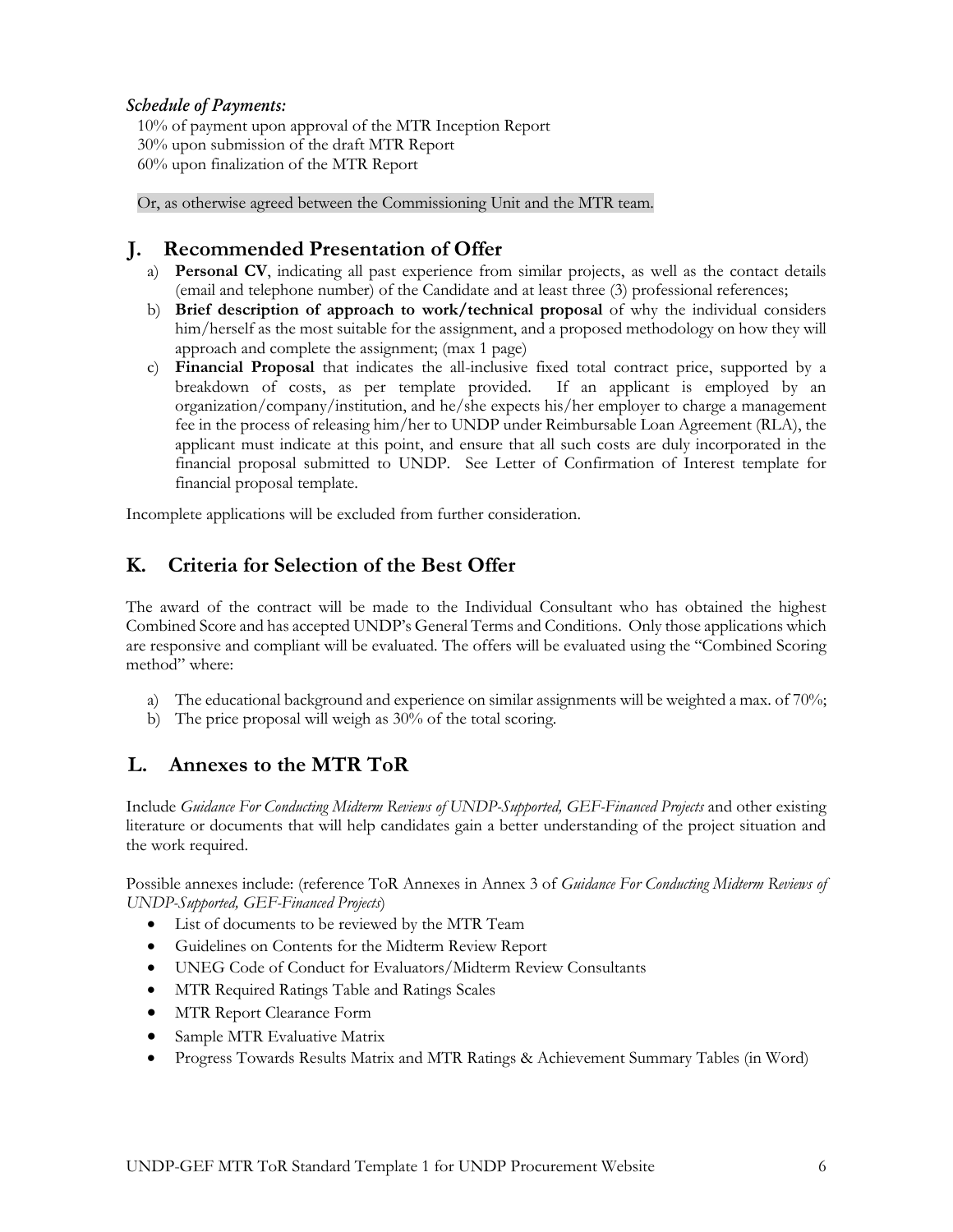*Schedule of Payments:*

10% of payment upon approval of the MTR Inception Report
30% upon submission of the draft MTR Report
60% upon finalization of the MTR Report

Or, as otherwise agreed between the Commissioning Unit and the MTR team.

## J. Recommended Presentation of Offer

a) **Personal CV**, indicating all past experience from similar projects, as well as the contact details (email and telephone number) of the Candidate and at least three (3) professional references;
b) **Brief description of approach to work/technical proposal** of why the individual considers him/herself as the most suitable for the assignment, and a proposed methodology on how they will approach and complete the assignment; (max 1 page)
c) **Financial Proposal** that indicates the all-inclusive fixed total contract price, supported by a breakdown of costs, as per template provided. If an applicant is employed by an organization/company/institution, and he/she expects his/her employer to charge a management fee in the process of releasing him/her to UNDP under Reimbursable Loan Agreement (RLA), the applicant must indicate at this point, and ensure that all such costs are duly incorporated in the financial proposal submitted to UNDP. See Letter of Confirmation of Interest template for financial proposal template.

Incomplete applications will be excluded from further consideration.

## K. Criteria for Selection of the Best Offer

The award of the contract will be made to the Individual Consultant who has obtained the highest Combined Score and has accepted UNDP's General Terms and Conditions. Only those applications which are responsive and compliant will be evaluated. The offers will be evaluated using the "Combined Scoring method" where:

a) The educational background and experience on similar assignments will be weighted a max. of 70%;
b) The price proposal will weigh as 30% of the total scoring.

## L. Annexes to the MTR ToR

Include *Guidance For Conducting Midterm Reviews of UNDP-Supported, GEF-Financed Projects* and other existing literature or documents that will help candidates gain a better understanding of the project situation and the work required.

Possible annexes include: (reference ToR Annexes in Annex 3 of *Guidance For Conducting Midterm Reviews of UNDP-Supported, GEF-Financed Projects*)

- List of documents to be reviewed by the MTR Team
- Guidelines on Contents for the Midterm Review Report
- UNEG Code of Conduct for Evaluators/Midterm Review Consultants
- MTR Required Ratings Table and Ratings Scales
- MTR Report Clearance Form
- Sample MTR Evaluative Matrix
- Progress Towards Results Matrix and MTR Ratings & Achievement Summary Tables (in Word)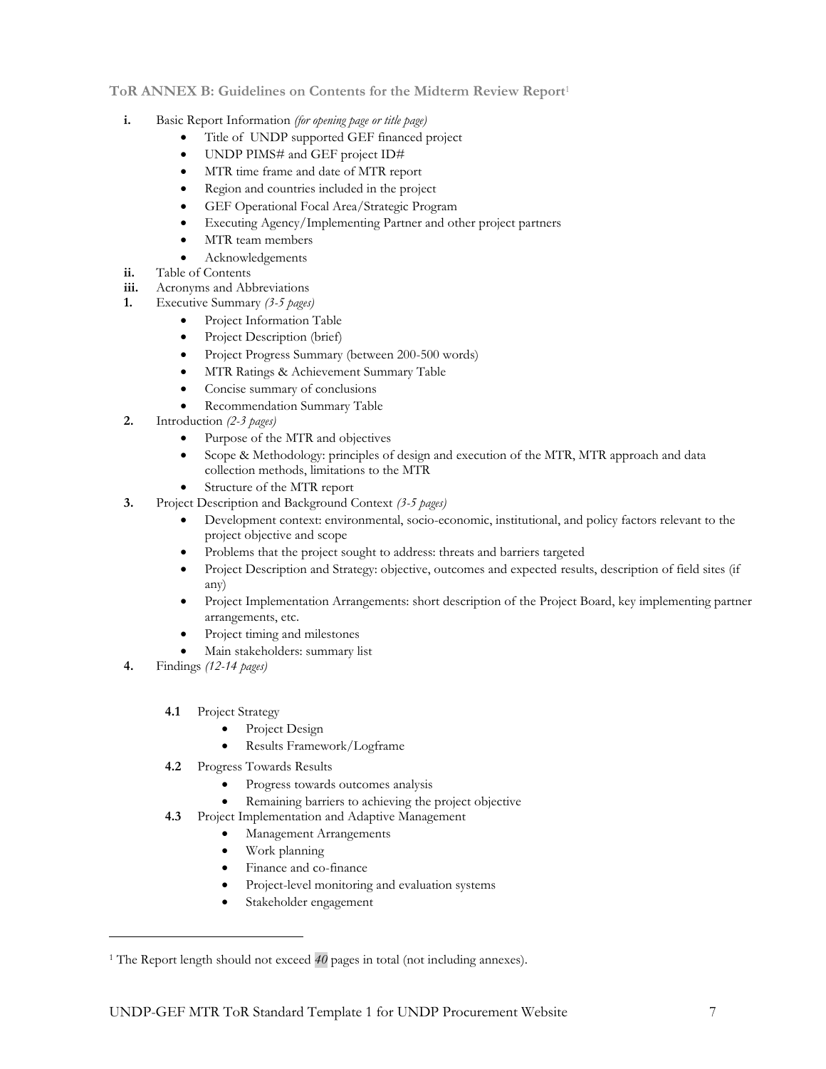**ToR ANNEX B: Guidelines on Contents for the Midterm Review Report**[1]

- **i.** Basic Report Information *(for opening page or title page)*
  - Title of UNDP supported GEF financed project
  - UNDP PIMS# and GEF project ID#
  - MTR time frame and date of MTR report
  - Region and countries included in the project
  - GEF Operational Focal Area/Strategic Program
  - Executing Agency/Implementing Partner and other project partners
  - MTR team members
  - Acknowledgements
- **ii.** Table of Contents
- **iii.** Acronyms and Abbreviations
- **1.** Executive Summary *(3-5 pages)*
  - Project Information Table
  - Project Description (brief)
  - Project Progress Summary (between 200-500 words)
  - MTR Ratings & Achievement Summary Table
  - Concise summary of conclusions
  - Recommendation Summary Table
- **2.** Introduction *(2-3 pages)*
  - Purpose of the MTR and objectives
  - Scope & Methodology: principles of design and execution of the MTR, MTR approach and data collection methods, limitations to the MTR
  - Structure of the MTR report
- **3.** Project Description and Background Context *(3-5 pages)*
  - Development context: environmental, socio-economic, institutional, and policy factors relevant to the project objective and scope
  - Problems that the project sought to address: threats and barriers targeted
  - Project Description and Strategy: objective, outcomes and expected results, description of field sites (if any)
  - Project Implementation Arrangements: short description of the Project Board, key implementing partner arrangements, etc.
  - Project timing and milestones
  - Main stakeholders: summary list
- **4.** Findings *(12-14 pages)*
  - **4.1** Project Strategy
    - Project Design
    - Results Framework/Logframe
  - **4.2** Progress Towards Results
    - Progress towards outcomes analysis
    - Remaining barriers to achieving the project objective
  - **4.3** Project Implementation and Adaptive Management
    - Management Arrangements
    - Work planning
    - Finance and co-finance
    - Project-level monitoring and evaluation systems
    - Stakeholder engagement

[1] The Report length should not exceed *40* pages in total (not including annexes).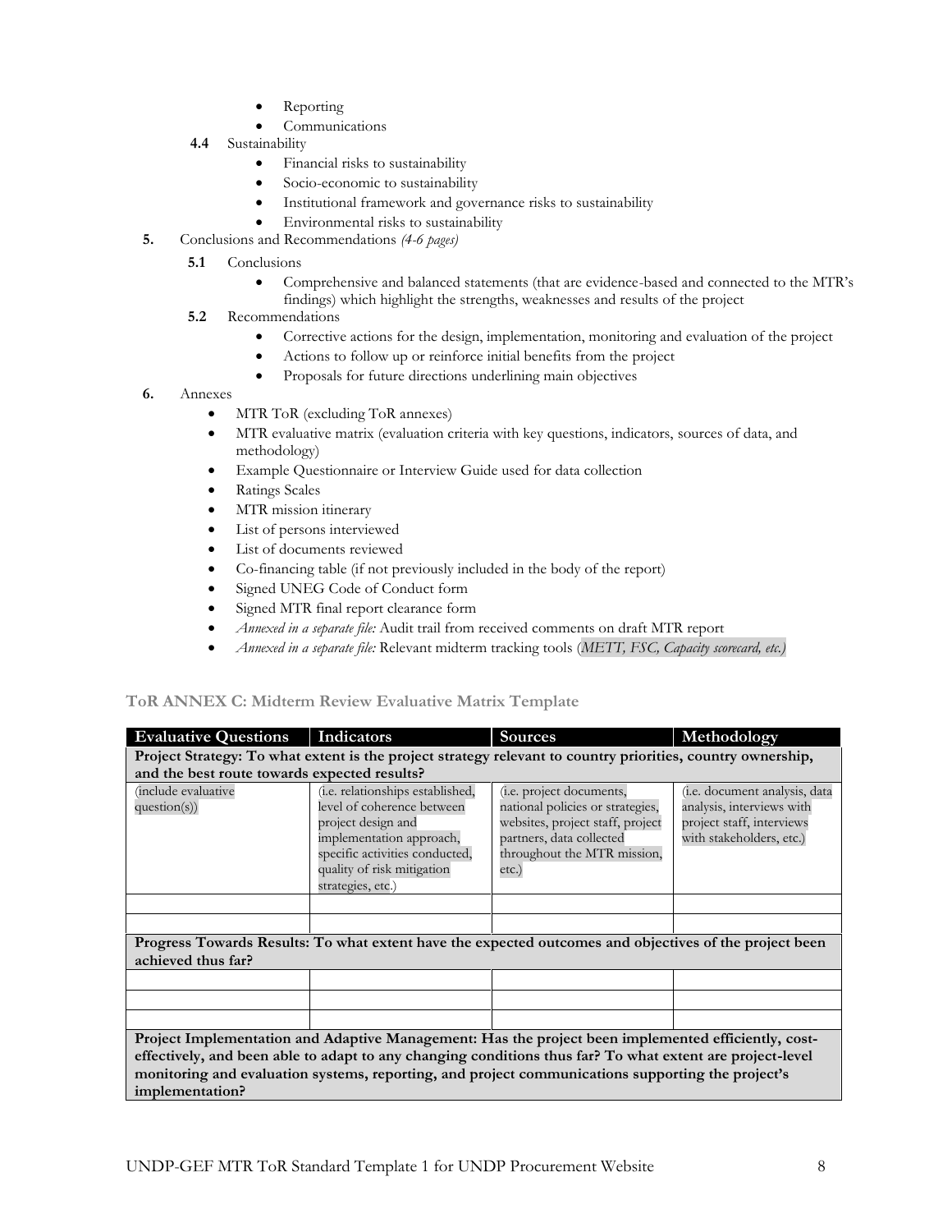- Reporting
- Communications

**4.4** Sustainability

- Financial risks to sustainability
- Socio-economic to sustainability
- Institutional framework and governance risks to sustainability
- Environmental risks to sustainability

**5.** Conclusions and Recommendations *(4-6 pages)*

**5.1** Conclusions

- Comprehensive and balanced statements (that are evidence-based and connected to the MTR's findings) which highlight the strengths, weaknesses and results of the project

**5.2** Recommendations

- Corrective actions for the design, implementation, monitoring and evaluation of the project
- Actions to follow up or reinforce initial benefits from the project
- Proposals for future directions underlining main objectives

**6.** Annexes

- MTR ToR (excluding ToR annexes)
- MTR evaluative matrix (evaluation criteria with key questions, indicators, sources of data, and methodology)
- Example Questionnaire or Interview Guide used for data collection
- Ratings Scales
- MTR mission itinerary
- List of persons interviewed
- List of documents reviewed
- Co-financing table (if not previously included in the body of the report)
- Signed UNEG Code of Conduct form
- Signed MTR final report clearance form
- *Annexed in a separate file:* Audit trail from received comments on draft MTR report
- *Annexed in a separate file:* Relevant midterm tracking tools (*METT, FSC, Capacity scorecard, etc.)*

### ToR ANNEX C: Midterm Review Evaluative Matrix Template

| Evaluative Questions | Indicators | Sources | Methodology |
|---|---|---|---|
| **Project Strategy: To what extent is the project strategy relevant to country priorities, country ownership, and the best route towards expected results?** | | | |
| (include evaluative question(s)) | (i.e. relationships established, level of coherence between project design and implementation approach, specific activities conducted, quality of risk mitigation strategies, etc.) | (i.e. project documents, national policies or strategies, websites, project staff, project partners, data collected throughout the MTR mission, etc.) | (i.e. document analysis, data analysis, interviews with project staff, interviews with stakeholders, etc.) |
| | | | |
| | | | |
| **Progress Towards Results: To what extent have the expected outcomes and objectives of the project been achieved thus far?** | | | |
| | | | |
| | | | |
| | | | |
| **Project Implementation and Adaptive Management: Has the project been implemented efficiently, cost-effectively, and been able to adapt to any changing conditions thus far? To what extent are project-level monitoring and evaluation systems, reporting, and project communications supporting the project's implementation?** | | | |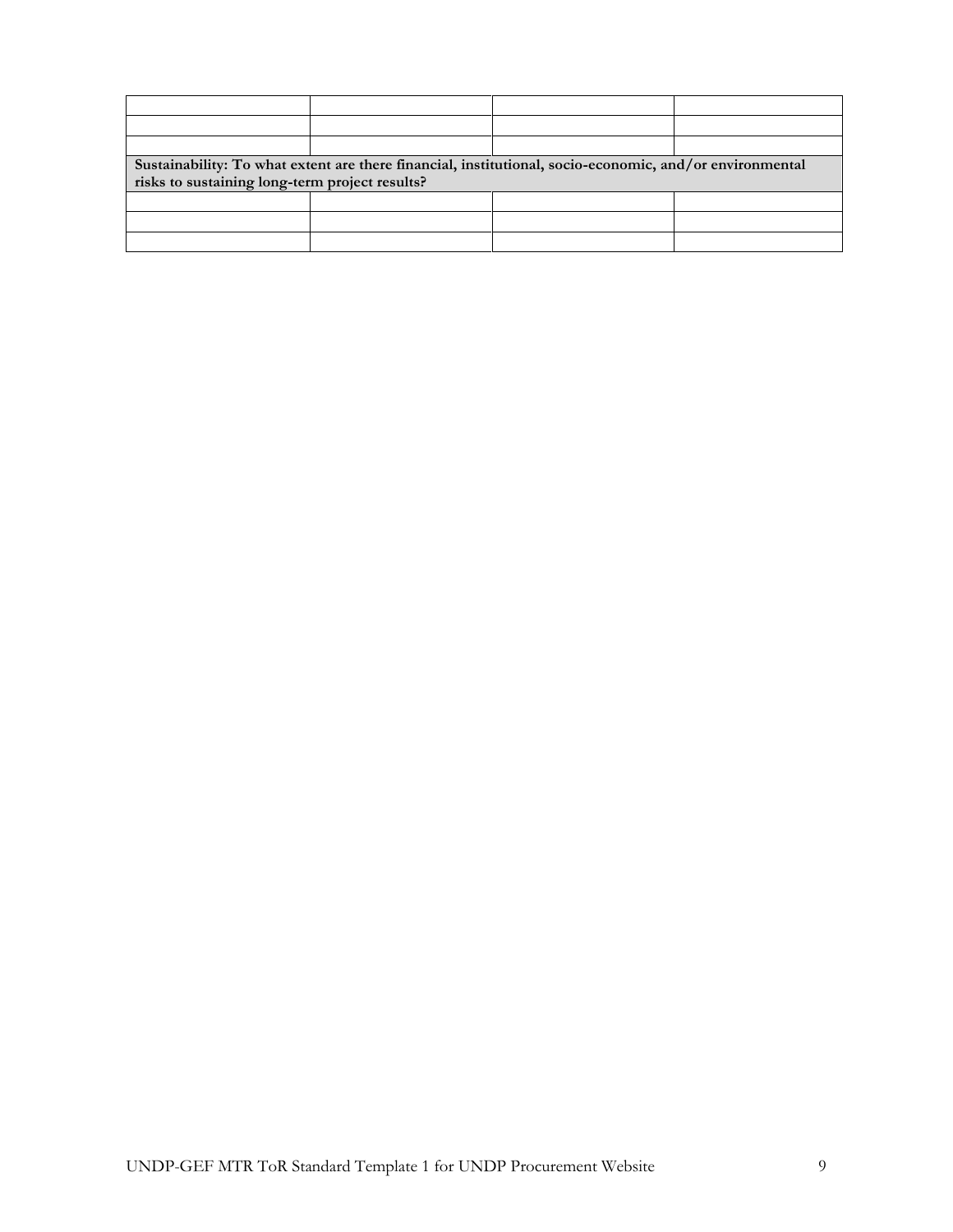| | | | |
|---|---|---|---|
| | | | |
| | | | |
| | | | |
| **Sustainability: To what extent are there financial, institutional, socio-economic, and/or environmental risks to sustaining long-term project results?** | | | |
| | | | |
| | | | |
| | | | |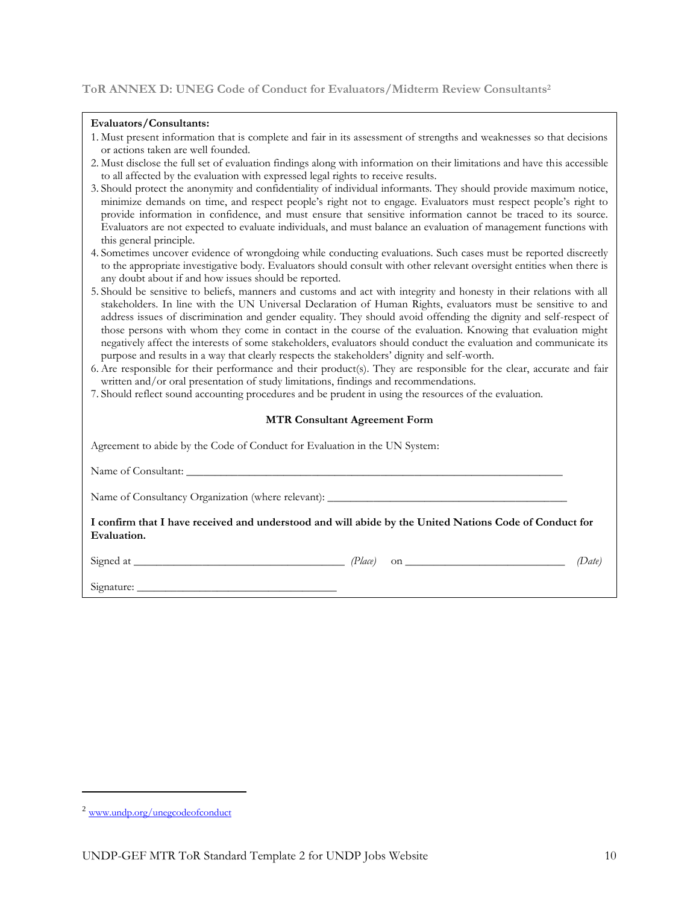### ToR ANNEX D: UNEG Code of Conduct for Evaluators/Midterm Review Consultants[2]

**Evaluators/Consultants:**

1. Must present information that is complete and fair in its assessment of strengths and weaknesses so that decisions or actions taken are well founded.
2. Must disclose the full set of evaluation findings along with information on their limitations and have this accessible to all affected by the evaluation with expressed legal rights to receive results.
3. Should protect the anonymity and confidentiality of individual informants. They should provide maximum notice, minimize demands on time, and respect people's right not to engage. Evaluators must respect people's right to provide information in confidence, and must ensure that sensitive information cannot be traced to its source. Evaluators are not expected to evaluate individuals, and must balance an evaluation of management functions with this general principle.
4. Sometimes uncover evidence of wrongdoing while conducting evaluations. Such cases must be reported discreetly to the appropriate investigative body. Evaluators should consult with other relevant oversight entities when there is any doubt about if and how issues should be reported.
5. Should be sensitive to beliefs, manners and customs and act with integrity and honesty in their relations with all stakeholders. In line with the UN Universal Declaration of Human Rights, evaluators must be sensitive to and address issues of discrimination and gender equality. They should avoid offending the dignity and self-respect of those persons with whom they come in contact in the course of the evaluation. Knowing that evaluation might negatively affect the interests of some stakeholders, evaluators should conduct the evaluation and communicate its purpose and results in a way that clearly respects the stakeholders' dignity and self-worth.
6. Are responsible for their performance and their product(s). They are responsible for the clear, accurate and fair written and/or oral presentation of study limitations, findings and recommendations.
7. Should reflect sound accounting procedures and be prudent in using the resources of the evaluation.

**MTR Consultant Agreement Form**

Agreement to abide by the Code of Conduct for Evaluation in the UN System:

Name of Consultant: ____________________________________________________________________

Name of Consultancy Organization (where relevant): ____________________________________________

**I confirm that I have received and understood and will abide by the United Nations Code of Conduct for Evaluation.**

Signed at ____________________________________ *(Place)* on ____________________________ *(Date)*

Signature: ___________________________________

[2] www.undp.org/unegcodeofconduct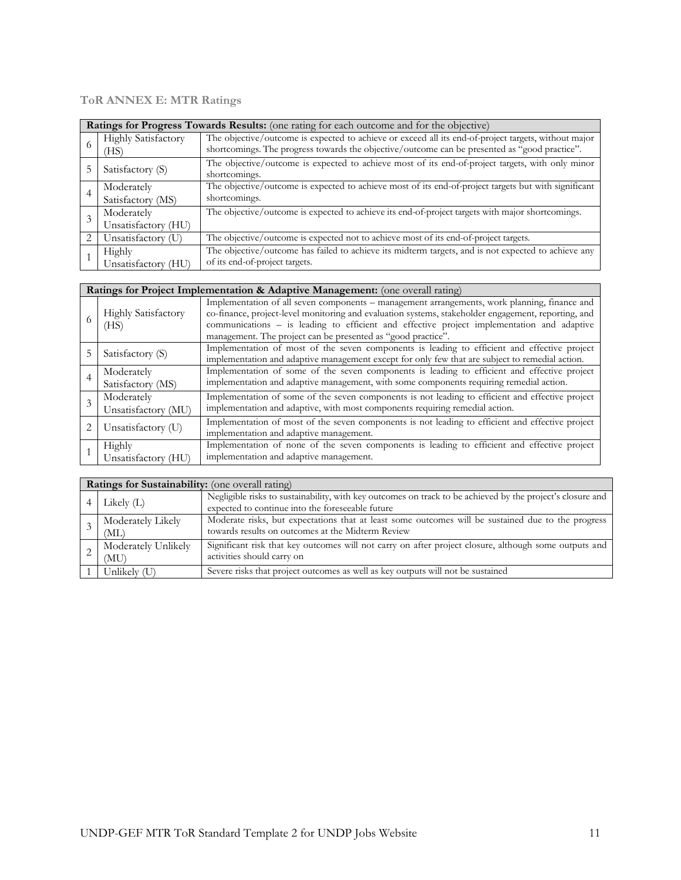### ToR ANNEX E: MTR Ratings

| **Ratings for Progress Towards Results:** (one rating for each outcome and for the objective) | | |
|---|---|---|
| 6 | Highly Satisfactory (HS) | The objective/outcome is expected to achieve or exceed all its end-of-project targets, without major shortcomings. The progress towards the objective/outcome can be presented as "good practice". |
| 5 | Satisfactory (S) | The objective/outcome is expected to achieve most of its end-of-project targets, with only minor shortcomings. |
| 4 | Moderately Satisfactory (MS) | The objective/outcome is expected to achieve most of its end-of-project targets but with significant shortcomings. |
| 3 | Moderately Unsatisfactory (HU) | The objective/outcome is expected to achieve its end-of-project targets with major shortcomings. |
| 2 | Unsatisfactory (U) | The objective/outcome is expected not to achieve most of its end-of-project targets. |
| 1 | Highly Unsatisfactory (HU) | The objective/outcome has failed to achieve its midterm targets, and is not expected to achieve any of its end-of-project targets. |

| **Ratings for Project Implementation & Adaptive Management:** (one overall rating) | | |
|---|---|---|
| 6 | Highly Satisfactory (HS) | Implementation of all seven components – management arrangements, work planning, finance and co-finance, project-level monitoring and evaluation systems, stakeholder engagement, reporting, and communications – is leading to efficient and effective project implementation and adaptive management. The project can be presented as "good practice". |
| 5 | Satisfactory (S) | Implementation of most of the seven components is leading to efficient and effective project implementation and adaptive management except for only few that are subject to remedial action. |
| 4 | Moderately Satisfactory (MS) | Implementation of some of the seven components is leading to efficient and effective project implementation and adaptive management, with some components requiring remedial action. |
| 3 | Moderately Unsatisfactory (MU) | Implementation of some of the seven components is not leading to efficient and effective project implementation and adaptive, with most components requiring remedial action. |
| 2 | Unsatisfactory (U) | Implementation of most of the seven components is not leading to efficient and effective project implementation and adaptive management. |
| 1 | Highly Unsatisfactory (HU) | Implementation of none of the seven components is leading to efficient and effective project implementation and adaptive management. |

| **Ratings for Sustainability:** (one overall rating) | | |
|---|---|---|
| 4 | Likely (L) | Negligible risks to sustainability, with key outcomes on track to be achieved by the project's closure and expected to continue into the foreseeable future |
| 3 | Moderately Likely (ML) | Moderate risks, but expectations that at least some outcomes will be sustained due to the progress towards results on outcomes at the Midterm Review |
| 2 | Moderately Unlikely (MU) | Significant risk that key outcomes will not carry on after project closure, although some outputs and activities should carry on |
| 1 | Unlikely (U) | Severe risks that project outcomes as well as key outputs will not be sustained |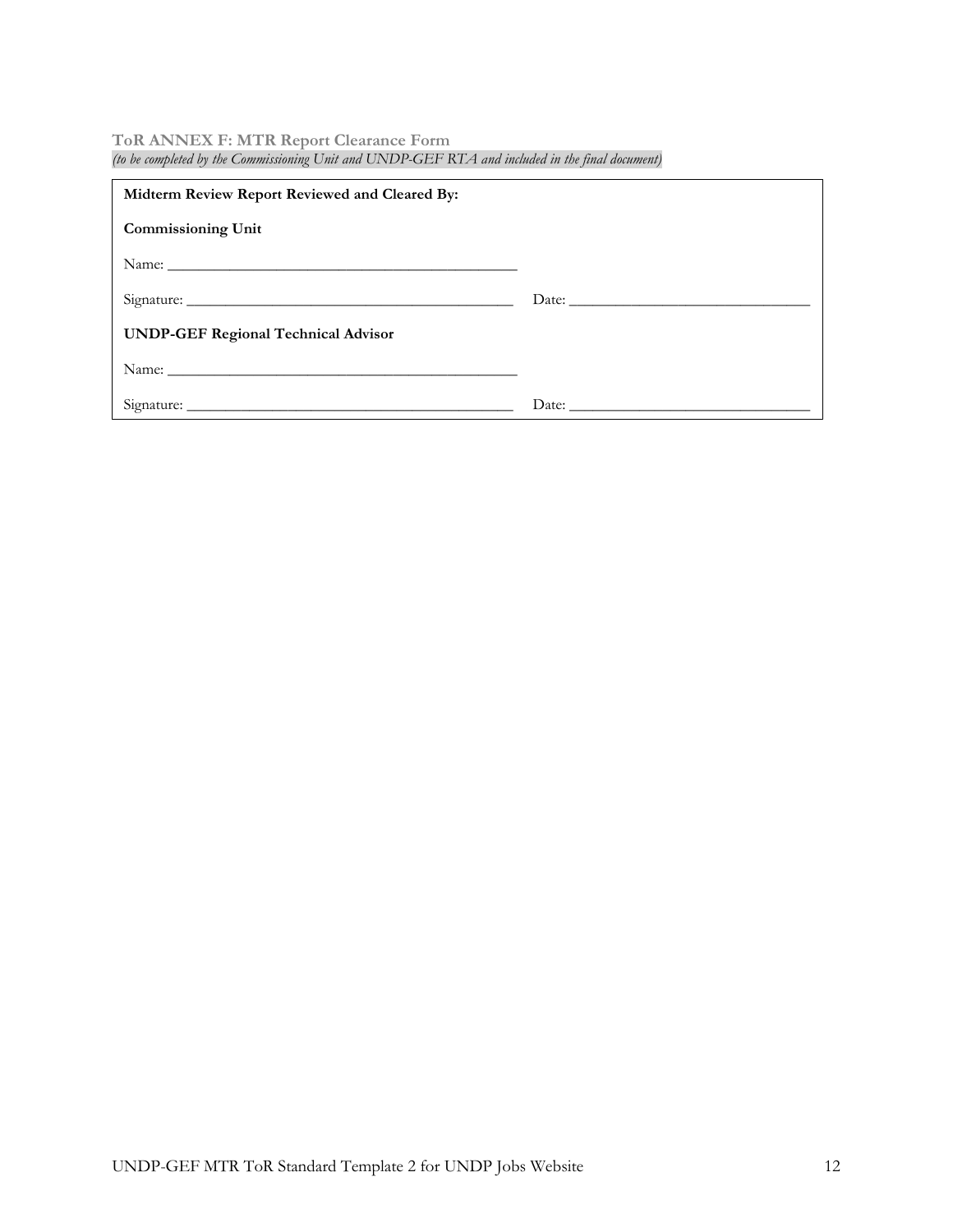### ToR ANNEX F: MTR Report Clearance Form

*(to be completed by the Commissioning Unit and UNDP-GEF RTA and included in the final document)*

**Midterm Review Report Reviewed and Cleared By:**

**Commissioning Unit**

Name: _____________________________________________

Signature: __________________________________________ Date: _______________________________

**UNDP-GEF Regional Technical Advisor**

Name: _____________________________________________

Signature: __________________________________________ Date: _______________________________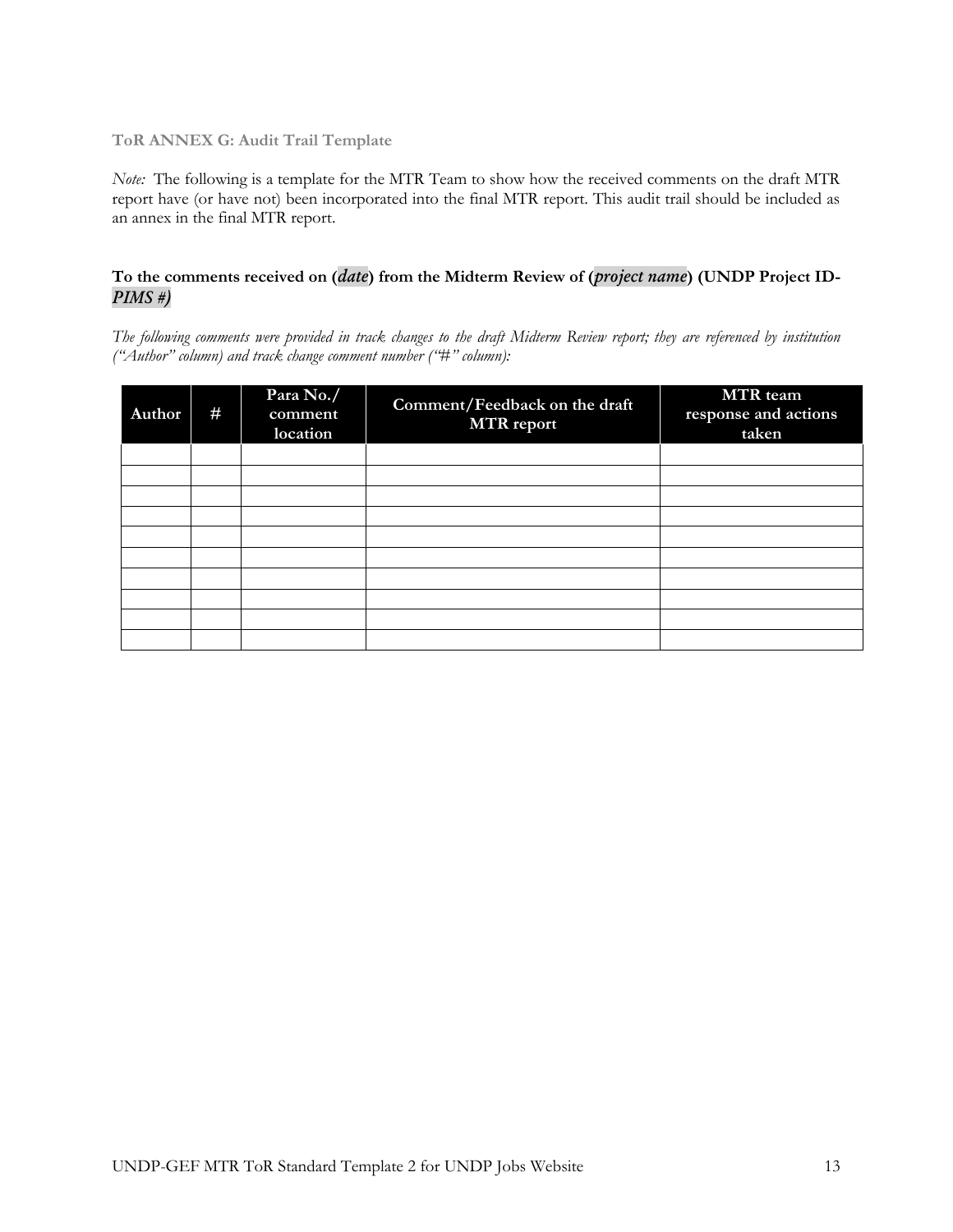### ToR ANNEX G: Audit Trail Template

*Note:* The following is a template for the MTR Team to show how the received comments on the draft MTR report have (or have not) been incorporated into the final MTR report. This audit trail should be included as an annex in the final MTR report.

**To the comments received on (*date*) from the Midterm Review of (*project name*) (UNDP Project ID-*PIMS #*)**

*The following comments were provided in track changes to the draft Midterm Review report; they are referenced by institution ("Author" column) and track change comment number ("#" column):*

| Author | # | Para No./ comment location | Comment/Feedback on the draft MTR report | MTR team response and actions taken |
|---|---|---|---|---|
| | | | | |
| | | | | |
| | | | | |
| | | | | |
| | | | | |
| | | | | |
| | | | | |
| | | | | |
| | | | | |
| | | | | |